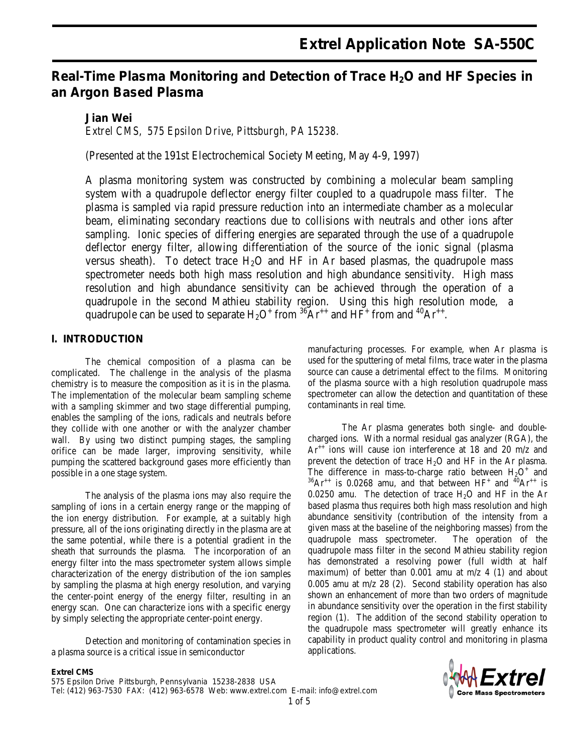# Extrel Application Note SA-550C

## Real-Time Plasma Monitoring and Detection of Trace $H_2O$ and HF Species in an Argon Based Plasma

**Jian Wei**

*Extrel CMS, 575 Epsilon Drive, Pittsburgh, PA 15238.*

(Presented at the 191st Electrochemical Society Meeting, May 4-9, 1997)

A plasma monitoring system was constructed by combining a molecular beam sampling system with a quadrupole deflector energy filter coupled to a quadrupole mass filter. The plasma is sampled via rapid pressure reduction into an intermediate chamber as a molecular beam, eliminating secondary reactions due to collisions with neutrals and other ions after sampling. Ionic species of differing energies are separated through the use of a quadrupole deflector energy filter, allowing differentiation of the source of the ionic signal (plasma versus sheath). To detect trace $H_2O$ and HF in Ar based plasmas, the quadrupole mass spectrometer needs both high mass resolution and high abundance sensitivity. High mass resolution and high abundance sensitivity can be achieved through the operation of a quadrupole in the second Mathieu stability region. Using this high resolution mode, a quadrupole can be used to separate $H_2O^+$ from $^{36}Ar^{++}$ and $HF^+$ from and $^{40}Ar^{++}$.

### I. INTRODUCTION

The chemical composition of a plasma can be complicated. The challenge in the analysis of the plasma chemistry is to measure the composition as it is in the plasma. The implementation of the molecular beam sampling scheme with a sampling skimmer and two stage differential pumping, enables the sampling of the ions, radicals and neutrals before they collide with one another or with the analyzer chamber wall. By using two distinct pumping stages, the sampling orifice can be made larger, improving sensitivity, while pumping the scattered background gases more efficiently than possible in a one stage system.

The analysis of the plasma ions may also require the sampling of ions in a certain energy range or the mapping of the ion energy distribution. For example, at a suitably high pressure, all of the ions originating directly in the plasma are at the same potential, while there is a potential gradient in the sheath that surrounds the plasma. The incorporation of an energy filter into the mass spectrometer system allows simple characterization of the energy distribution of the ion samples by sampling the plasma at high energy resolution, and varying the center-point energy of the energy filter, resulting in an energy scan. One can characterize ions with a specific energy by simply selecting the appropriate center-point energy.

Detection and monitoring of contamination species in a plasma source is a critical issue in semiconductor manufacturing processes. For example, when Ar plasma is used for the sputtering of metal films, trace water in the plasma source can cause a detrimental effect to the films. Monitoring of the plasma source with a high resolution quadrupole mass spectrometer can allow the detection and quantitation of these contaminants in real time.

The Ar plasma generates both single- and double-charged ions. With a normal residual gas analyzer (RGA), the $Ar^{++}$ ions will cause ion interference at 18 and 20 m/z and prevent the detection of trace $H_2O$ and HF in the Ar plasma. The difference in mass-to-charge ratio between $H_2O^+$ and $^{36}Ar^{++}$ is 0.0268 amu, and that between $HF^+$ and $^{40}Ar^{++}$ is 0.0250 amu. The detection of trace $H_2O$ and HF in the Ar based plasma thus requires both high mass resolution and high abundance sensitivity (contribution of the intensity from a given mass at the baseline of the neighboring masses) from the quadrupole mass spectrometer. The operation of the quadrupole mass filter in the second Mathieu stability region has demonstrated a resolving power (full width at half maximum) of better than 0.001 amu at m/z 4 (1) and about 0.005 amu at m/z 28 (2). Second stability operation has also shown an enhancement of more than two orders of magnitude in abundance sensitivity over the operation in the first stability region (1). The addition of the second stability operation to the quadrupole mass spectrometer will greatly enhance its capability in product quality control and monitoring in plasma applications.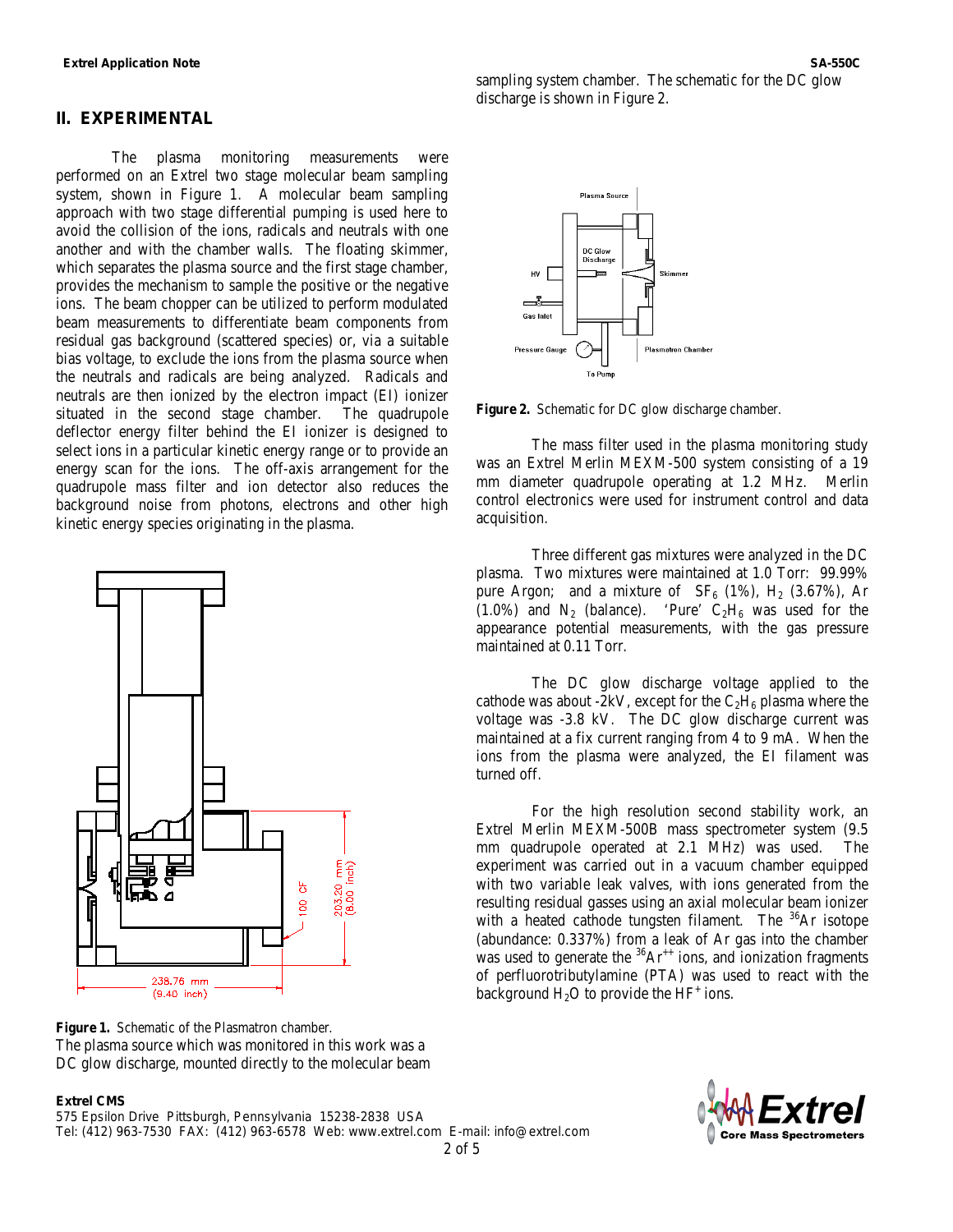## II. EXPERIMENTAL

The plasma monitoring measurements were performed on an Extrel two stage molecular beam sampling system, shown in Figure 1. A molecular beam sampling approach with two stage differential pumping is used here to avoid the collision of the ions, radicals and neutrals with one another and with the chamber walls. The floating skimmer, which separates the plasma source and the first stage chamber, provides the mechanism to sample the positive or the negative ions. The beam chopper can be utilized to perform modulated beam measurements to differentiate beam components from residual gas background (scattered species) or, via a suitable bias voltage, to exclude the ions from the plasma source when the neutrals and radicals are being analyzed. Radicals and neutrals are then ionized by the electron impact (EI) ionizer situated in the second stage chamber. The quadrupole deflector energy filter behind the EI ionizer is designed to select ions in a particular kinetic energy range or to provide an energy scan for the ions. The off-axis arrangement for the quadrupole mass filter and ion detector also reduces the background noise from photons, electrons and other high kinetic energy species originating in the plasma.

**Figure 1.** Schematic of the Plasmatron chamber.

The plasma source which was monitored in this work was a DC glow discharge, mounted directly to the molecular beam sampling system chamber. The schematic for the DC glow discharge is shown in Figure 2.

**Figure 2.** Schematic for DC glow discharge chamber.

The mass filter used in the plasma monitoring study was an Extrel Merlin MEXM-500 system consisting of a 19 mm diameter quadrupole operating at 1.2 MHz. Merlin control electronics were used for instrument control and data acquisition.

Three different gas mixtures were analyzed in the DC plasma. Two mixtures were maintained at 1.0 Torr: 99.99% pure Argon; and a mixture of $SF_6$ (1%), $H_2$ (3.67%), Ar (1.0%) and $N_2$ (balance). 'Pure' $C_2H_6$ was used for the appearance potential measurements, with the gas pressure maintained at 0.11 Torr.

The DC glow discharge voltage applied to the cathode was about -2kV, except for the $C_2H_6$ plasma where the voltage was -3.8 kV. The DC glow discharge current was maintained at a fix current ranging from 4 to 9 mA. When the ions from the plasma were analyzed, the EI filament was turned off.

For the high resolution second stability work, an Extrel Merlin MEXM-500B mass spectrometer system (9.5 mm quadrupole operated at 2.1 MHz) was used. The experiment was carried out in a vacuum chamber equipped with two variable leak valves, with ions generated from the resulting residual gasses using an axial molecular beam ionizer with a heated cathode tungsten filament. The $^{36}$Ar isotope (abundance: 0.337%) from a leak of Ar gas into the chamber was used to generate the $^{36}Ar^{++}$ ions, and ionization fragments of perfluorotributylamine (PTA) was used to react with the background $H_2O$ to provide the $HF^+$ ions.

**Extrel CMS**
575 Epsilon Drive Pittsburgh, Pennsylvania 15238-2838 USA
Tel: (412) 963-7530 FAX: (412) 963-6578 Web: www.extrel.com E-mail: info@extrel.com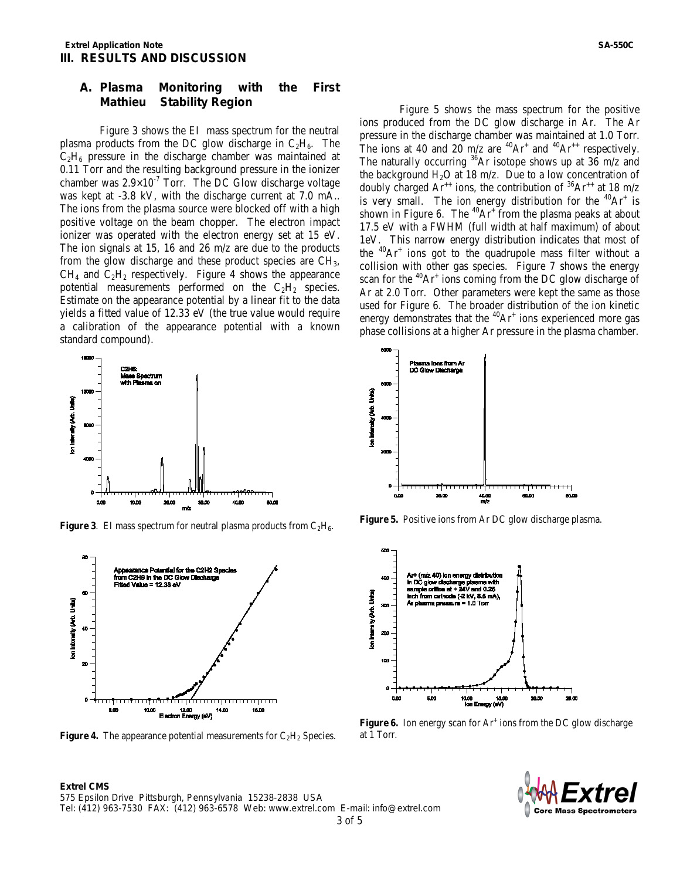## III. RESULTS AND DISCUSSION

### A. Plasma Monitoring with the First Mathieu Stability Region

Figure 3 shows the EI mass spectrum for the neutral plasma products from the DC glow discharge in $C_2H_6$. The $C_2H_6$ pressure in the discharge chamber was maintained at 0.11 Torr and the resulting background pressure in the ionizer chamber was $2.9\times10^{-7}$ Torr. The DC Glow discharge voltage was kept at -3.8 kV, with the discharge current at 7.0 mA.. The ions from the plasma source were blocked off with a high positive voltage on the beam chopper. The electron impact ionizer was operated with the electron energy set at 15 eV. The ion signals at 15, 16 and 26 m/z are due to the products from the glow discharge and these product species are $CH_3$, $CH_4$ and $C_2H_2$ respectively. Figure 4 shows the appearance potential measurements performed on the $C_2H_2$ species. Estimate on the appearance potential by a linear fit to the data yields a fitted value of 12.33 eV (the true value would require a calibration of the appearance potential with a known standard compound).

**Figure 3**. EI mass spectrum for neutral plasma products from $C_2H_6$.

**Figure 4.** The appearance potential measurements for $C_2H_2$ Species.

Figure 5 shows the mass spectrum for the positive ions produced from the DC glow discharge in Ar. The Ar pressure in the discharge chamber was maintained at 1.0 Torr. The ions at 40 and 20 m/z are $^{40}Ar^{+}$ and $^{40}Ar^{++}$ respectively. The naturally occurring $^{36}Ar$ isotope shows up at 36 m/z and the background $H_2O$ at 18 m/z. Due to a low concentration of doubly charged $Ar^{++}$ ions, the contribution of $^{36}Ar^{++}$ at 18 m/z is very small. The ion energy distribution for the $^{40}Ar^{+}$ is shown in Figure 6. The $^{40}Ar^{+}$ from the plasma peaks at about 17.5 eV with a FWHM (full width at half maximum) of about 1eV. This narrow energy distribution indicates that most of the $^{40}Ar^{+}$ ions got to the quadrupole mass filter without a collision with other gas species. Figure 7 shows the energy scan for the $^{40}Ar^{+}$ ions coming from the DC glow discharge of Ar at 2.0 Torr. Other parameters were kept the same as those used for Figure 6. The broader distribution of the ion kinetic energy demonstrates that the $^{40}Ar^{+}$ ions experienced more gas phase collisions at a higher Ar pressure in the plasma chamber.

**Figure 5.** Positive ions from Ar DC glow discharge plasma.

**Figure 6.** Ion energy scan for $Ar^{+}$ ions from the DC glow discharge at 1 Torr.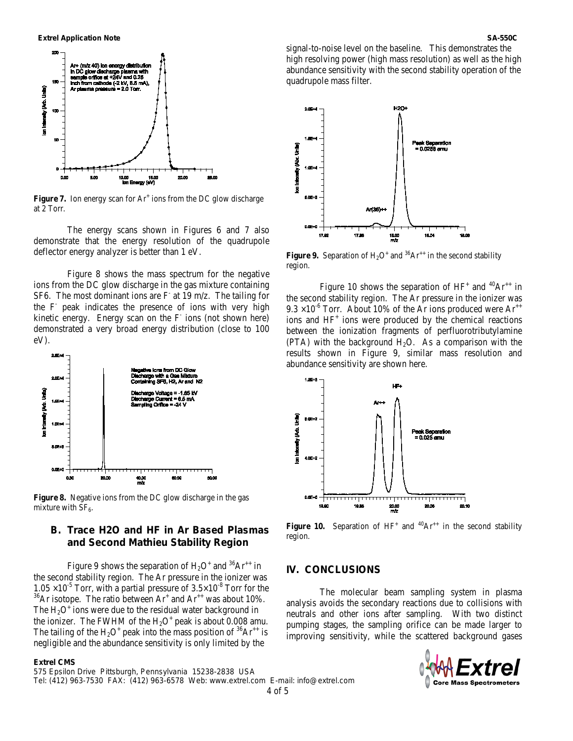**Figure 7.** Ion energy scan for $Ar^+$ ions from the DC glow discharge at 2 Torr.

The energy scans shown in Figures 6 and 7 also demonstrate that the energy resolution of the quadrupole deflector energy analyzer is better than 1 eV.

Figure 8 shows the mass spectrum for the negative ions from the DC glow discharge in the gas mixture containing SF6. The most dominant ions are $F^-$ at 19 m/z. The tailing for the $F^-$ peak indicates the presence of ions with very high kinetic energy. Energy scan on the $F^-$ ions (not shown here) demonstrated a very broad energy distribution (close to 100 eV).

**Figure 8.** Negative ions from the DC glow discharge in the gas mixture with $SF_6$.

## B. Trace H2O and HF in Ar Based Plasmas and Second Mathieu Stability Region

Figure 9 shows the separation of $H_2O^+$ and $^{36}Ar^{++}$ in the second stability region. The Ar pressure in the ionizer was $1.05 \times 10^{-5}$ Torr, with a partial pressure of $3.5\times10^{-8}$ Torr for the $^{36}Ar$ isotope. The ratio between $Ar^+$ and $Ar^{++}$ was about 10%. The $H_2O^+$ ions were due to the residual water background in the ionizer. The FWHM of the $H_2O^+$ peak is about 0.008 amu. The tailing of the $H_2O^+$ peak into the mass position of $^{36}Ar^{++}$ is negligible and the abundance sensitivity is only limited by the signal-to-noise level on the baseline. This demonstrates the high resolving power (high mass resolution) as well as the high abundance sensitivity with the second stability operation of the quadrupole mass filter.

**Figure 9.** Separation of $H_2O^+$ and $^{36}Ar^{++}$ in the second stability region.

Figure 10 shows the separation of $HF^+$ and $^{40}Ar^{++}$ in the second stability region. The Ar pressure in the ionizer was $9.3 \times 10^{-6}$ Torr. About 10% of the Ar ions produced were $Ar^{++}$ ions and $HF^+$ ions were produced by the chemical reactions between the ionization fragments of perfluorotributylamine (PTA) with the background $H_2O$. As a comparison with the results shown in Figure 9, similar mass resolution and abundance sensitivity are shown here.

**Figure 10.** Separation of $HF^+$ and $^{40}Ar^{++}$ in the second stability region.

## IV. CONCLUSIONS

The molecular beam sampling system in plasma analysis avoids the secondary reactions due to collisions with neutrals and other ions after sampling. With two distinct pumping stages, the sampling orifice can be made larger to improving sensitivity, while the scattered background gases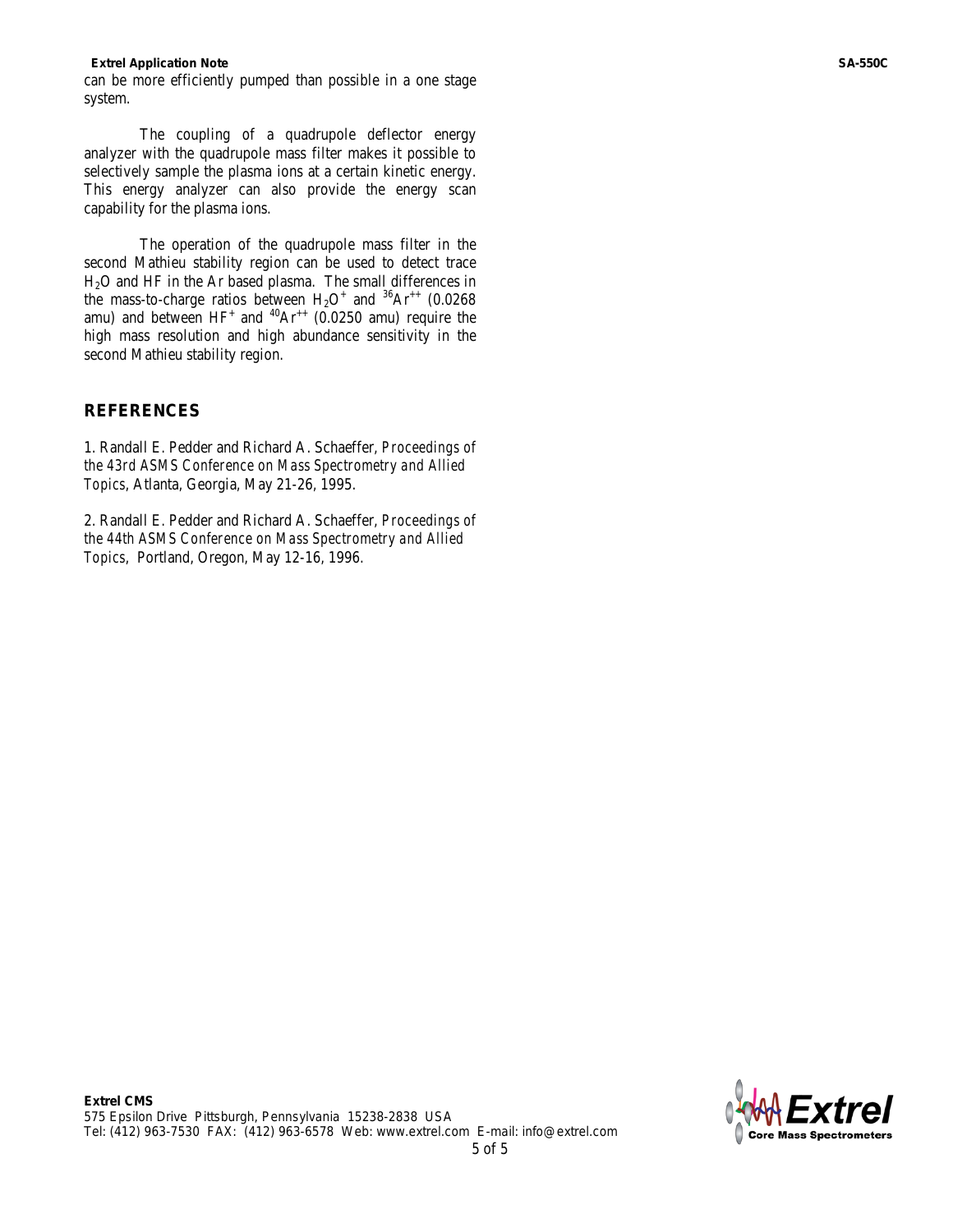can be more efficiently pumped than possible in a one stage system.

The coupling of a quadrupole deflector energy analyzer with the quadrupole mass filter makes it possible to selectively sample the plasma ions at a certain kinetic energy. This energy analyzer can also provide the energy scan capability for the plasma ions.

The operation of the quadrupole mass filter in the second Mathieu stability region can be used to detect trace $H_2O$ and HF in the Ar based plasma. The small differences in the mass-to-charge ratios between $H_2O^+$ and $^{36}Ar^{++}$ (0.0268 amu) and between $HF^+$ and $^{40}Ar^{++}$ (0.0250 amu) require the high mass resolution and high abundance sensitivity in the second Mathieu stability region.

## REFERENCES

1. Randall E. Pedder and Richard A. Schaeffer, *Proceedings of the 43rd ASMS Conference on Mass Spectrometry and Allied Topics*, Atlanta, Georgia, May 21-26, 1995.

2. Randall E. Pedder and Richard A. Schaeffer, *Proceedings of the 44th ASMS Conference on Mass Spectrometry and Allied Topics*, Portland, Oregon, May 12-16, 1996.

**Extrel CMS**
575 Epsilon Drive Pittsburgh, Pennsylvania 15238-2838 USA
Tel: (412) 963-7530 FAX: (412) 963-6578 Web: www.extrel.com E-mail: info@extrel.com